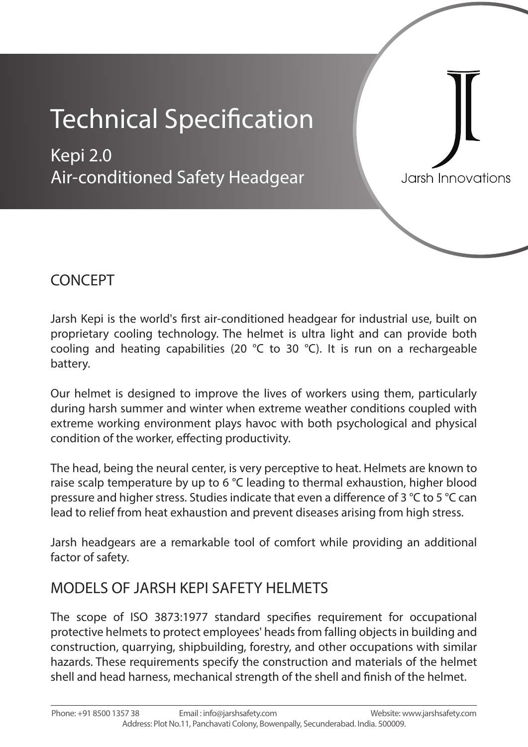# Technical Specification

## Kepi 2.0
## Air-conditioned Safety Headgear

Jarsh Innovations

## CONCEPT

Jarsh Kepi is the world's first air-conditioned headgear for industrial use, built on proprietary cooling technology. The helmet is ultra light and can provide both cooling and heating capabilities (20 °C to 30 °C). It is run on a rechargeable battery.

Our helmet is designed to improve the lives of workers using them, particularly during harsh summer and winter when extreme weather conditions coupled with extreme working environment plays havoc with both psychological and physical condition of the worker, effecting productivity.

The head, being the neural center, is very perceptive to heat. Helmets are known to raise scalp temperature by up to 6 °C leading to thermal exhaustion, higher blood pressure and higher stress. Studies indicate that even a difference of 3 °C to 5 °C can lead to relief from heat exhaustion and prevent diseases arising from high stress.

Jarsh headgears are a remarkable tool of comfort while providing an additional factor of safety.

## MODELS OF JARSH KEPI SAFETY HELMETS

The scope of ISO 3873:1977 standard specifies requirement for occupational protective helmets to protect employees' heads from falling objects in building and construction, quarrying, shipbuilding, forestry, and other occupations with similar hazards. These requirements specify the construction and materials of the helmet shell and head harness, mechanical strength of the shell and finish of the helmet.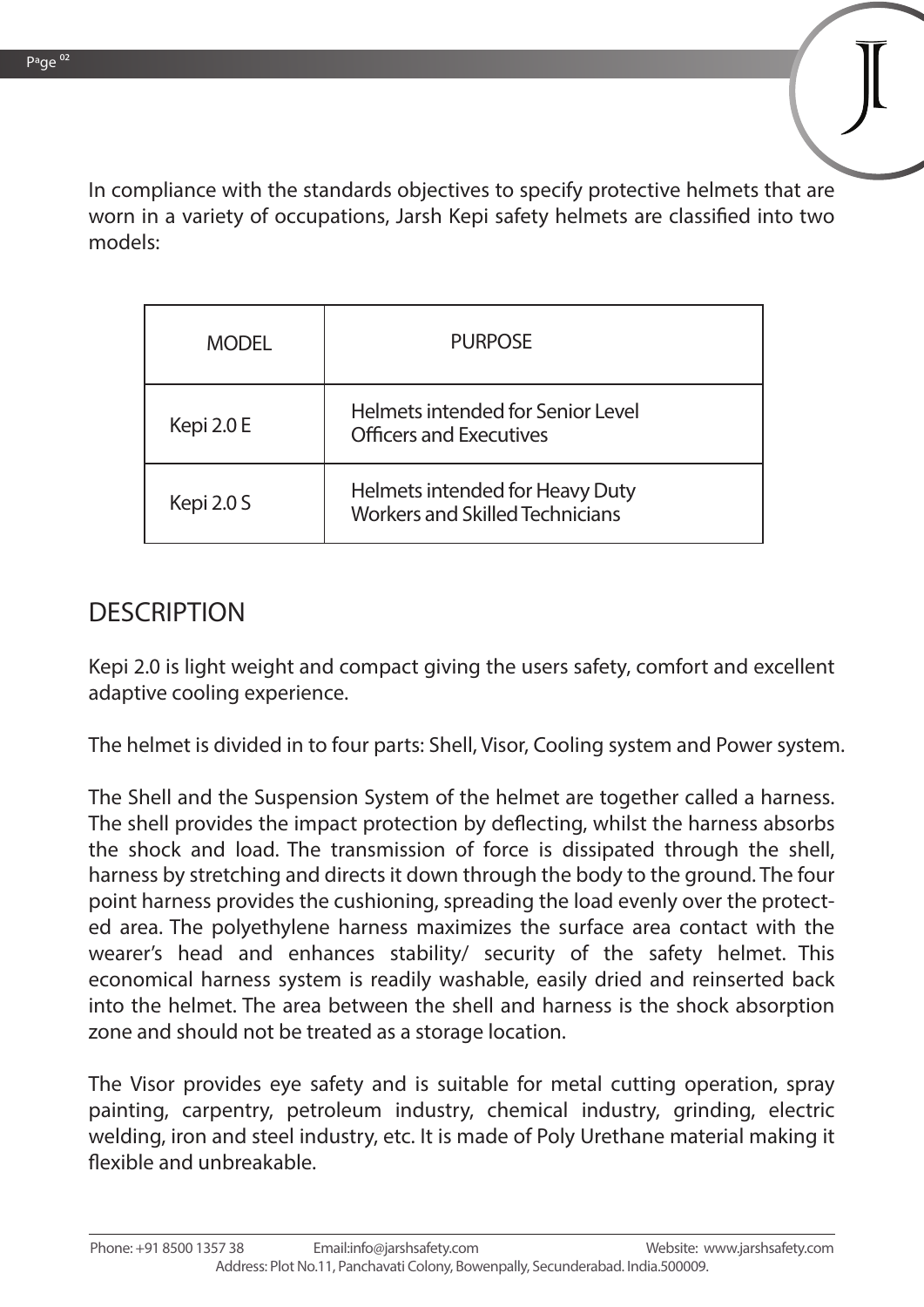In compliance with the standards objectives to specify protective helmets that are worn in a variety of occupations, Jarsh Kepi safety helmets are classified into two models:

| MODEL | PURPOSE |
| --- | --- |
| Kepi 2.0 E | Helmets intended for Senior Level Officers and Executives |
| Kepi 2.0 S | Helmets intended for Heavy Duty Workers and Skilled Technicians |

## DESCRIPTION

Kepi 2.0 is light weight and compact giving the users safety, comfort and excellent adaptive cooling experience.

The helmet is divided in to four parts: Shell, Visor, Cooling system and Power system.

The Shell and the Suspension System of the helmet are together called a harness. The shell provides the impact protection by deflecting, whilst the harness absorbs the shock and load. The transmission of force is dissipated through the shell, harness by stretching and directs it down through the body to the ground. The four point harness provides the cushioning, spreading the load evenly over the protected area. The polyethylene harness maximizes the surface area contact with the wearer's head and enhances stability/ security of the safety helmet. This economical harness system is readily washable, easily dried and reinserted back into the helmet. The area between the shell and harness is the shock absorption zone and should not be treated as a storage location.

The Visor provides eye safety and is suitable for metal cutting operation, spray painting, carpentry, petroleum industry, chemical industry, grinding, electric welding, iron and steel industry, etc. It is made of Poly Urethane material making it flexible and unbreakable.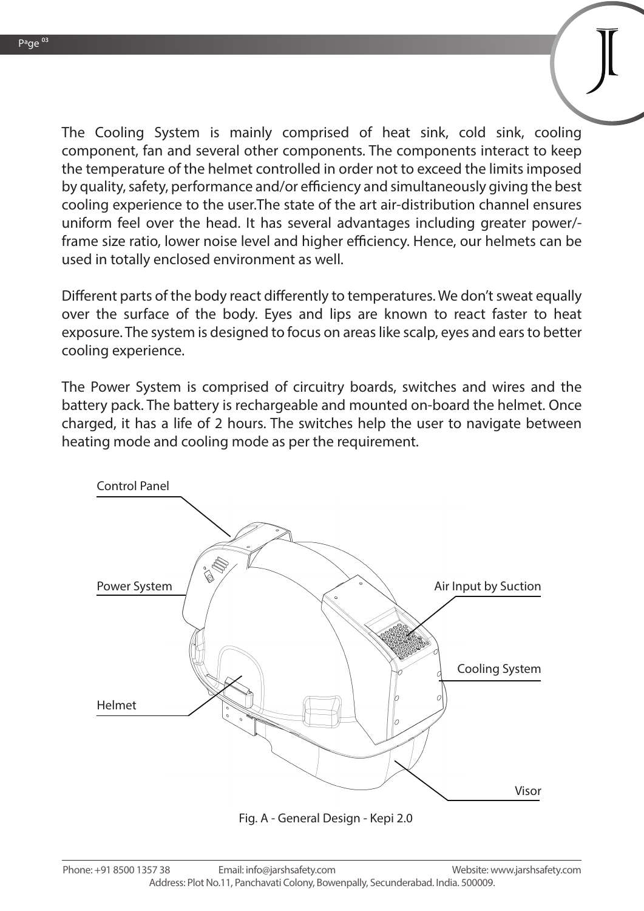The Cooling System is mainly comprised of heat sink, cold sink, cooling component, fan and several other components. The components interact to keep the temperature of the helmet controlled in order not to exceed the limits imposed by quality, safety, performance and/or efficiency and simultaneously giving the best cooling experience to the user.The state of the art air-distribution channel ensures uniform feel over the head. It has several advantages including greater power/-frame size ratio, lower noise level and higher efficiency. Hence, our helmets can be used in totally enclosed environment as well.

Different parts of the body react differently to temperatures. We don't sweat equally over the surface of the body. Eyes and lips are known to react faster to heat exposure. The system is designed to focus on areas like scalp, eyes and ears to better cooling experience.

The Power System is comprised of circuitry boards, switches and wires and the battery pack. The battery is rechargeable and mounted on-board the helmet. Once charged, it has a life of 2 hours. The switches help the user to navigate between heating mode and cooling mode as per the requirement.

Fig. A - General Design - Kepi 2.0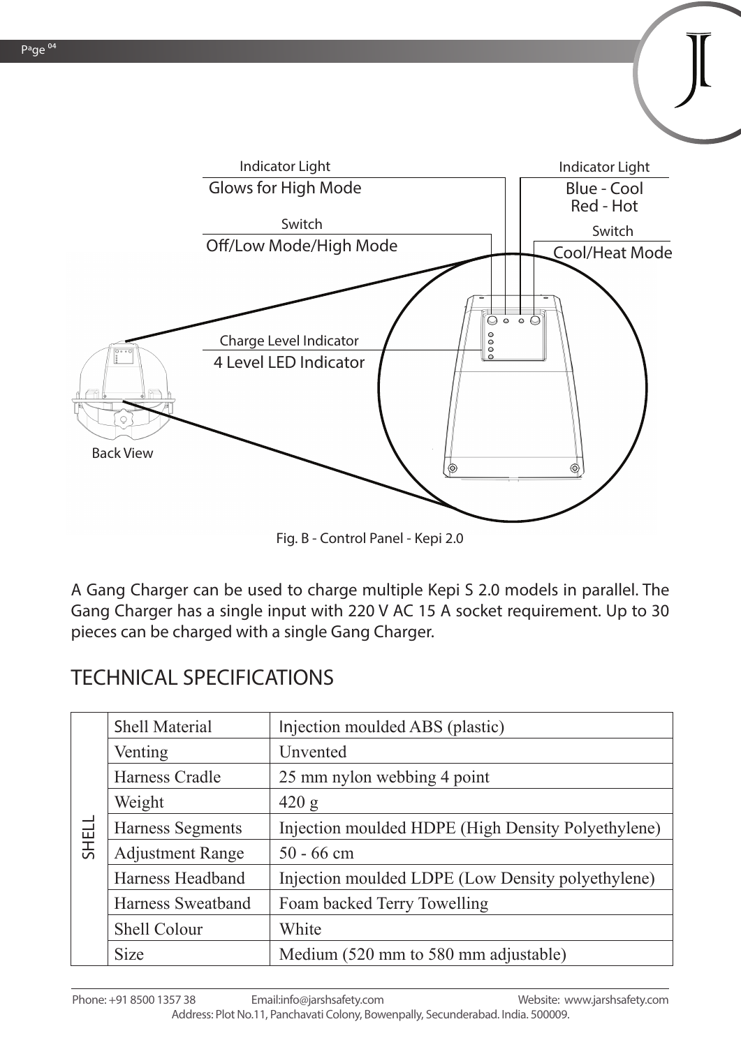Indicator Light
Glows for High Mode

Switch
Off/Low Mode/High Mode

Indicator Light
Blue - Cool
Red - Hot

Switch
Cool/Heat Mode

Charge Level Indicator
4 Level LED Indicator

Back View

Fig. B - Control Panel - Kepi 2.0

A Gang Charger can be used to charge multiple Kepi S 2.0 models in parallel. The Gang Charger has a single input with 220 V AC 15 A socket requirement. Up to 30 pieces can be charged with a single Gang Charger.

## TECHNICAL SPECIFICATIONS

| | | |
|---|---|---|
| SHELL | Shell Material | Injection moulded ABS (plastic) |
| | Venting | Unvented |
| | Harness Cradle | 25 mm nylon webbing 4 point |
| | Weight | 420 g |
| | Harness Segments | Injection moulded HDPE (High Density Polyethylene) |
| | Adjustment Range | 50 - 66 cm |
| | Harness Headband | Injection moulded LDPE (Low Density polyethylene) |
| | Harness Sweatband | Foam backed Terry Towelling |
| | Shell Colour | White |
| | Size | Medium (520 mm to 580 mm adjustable) |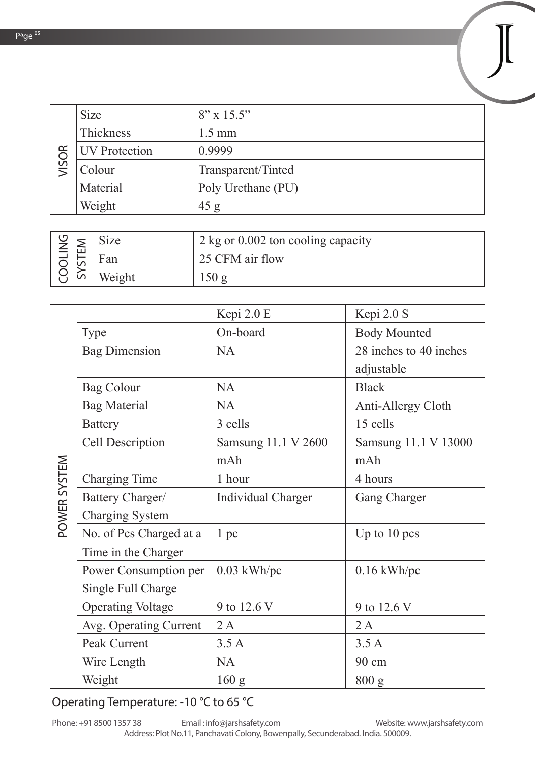| VISOR | | |
|---|---|---|
| | Size | 8” x 15.5” |
| | Thickness | 1.5 mm |
| | UV Protection | 0.9999 |
| | Colour | Transparent/Tinted |
| | Material | Poly Urethane (PU) |
| | Weight | 45 g |

| COOLING SYSTEM | | |
|---|---|---|
| | Size | 2 kg or 0.002 ton cooling capacity |
| | Fan | 25 CFM air flow |
| | Weight | 150 g |

| POWER SYSTEM | | Kepi 2.0 E | Kepi 2.0 S |
|---|---|---|---|
| | Type | On-board | Body Mounted |
| | Bag Dimension | NA | 28 inches to 40 inches adjustable |
| | Bag Colour | NA | Black |
| | Bag Material | NA | Anti-Allergy Cloth |
| | Battery | 3 cells | 15 cells |
| | Cell Description | Samsung 11.1 V 2600 mAh | Samsung 11.1 V 13000 mAh |
| | Charging Time | 1 hour | 4 hours |
| | Battery Charger/ Charging System | Individual Charger | Gang Charger |
| | No. of Pcs Charged at a Time in the Charger | 1 pc | Up to 10 pcs |
| | Power Consumption per Single Full Charge | 0.03 kWh/pc | 0.16 kWh/pc |
| | Operating Voltage | 9 to 12.6 V | 9 to 12.6 V |
| | Avg. Operating Current | 2 A | 2 A |
| | Peak Current | 3.5 A | 3.5 A |
| | Wire Length | NA | 90 cm |
| | Weight | 160 g | 800 g |

Operating Temperature: -10 °C to 65 °C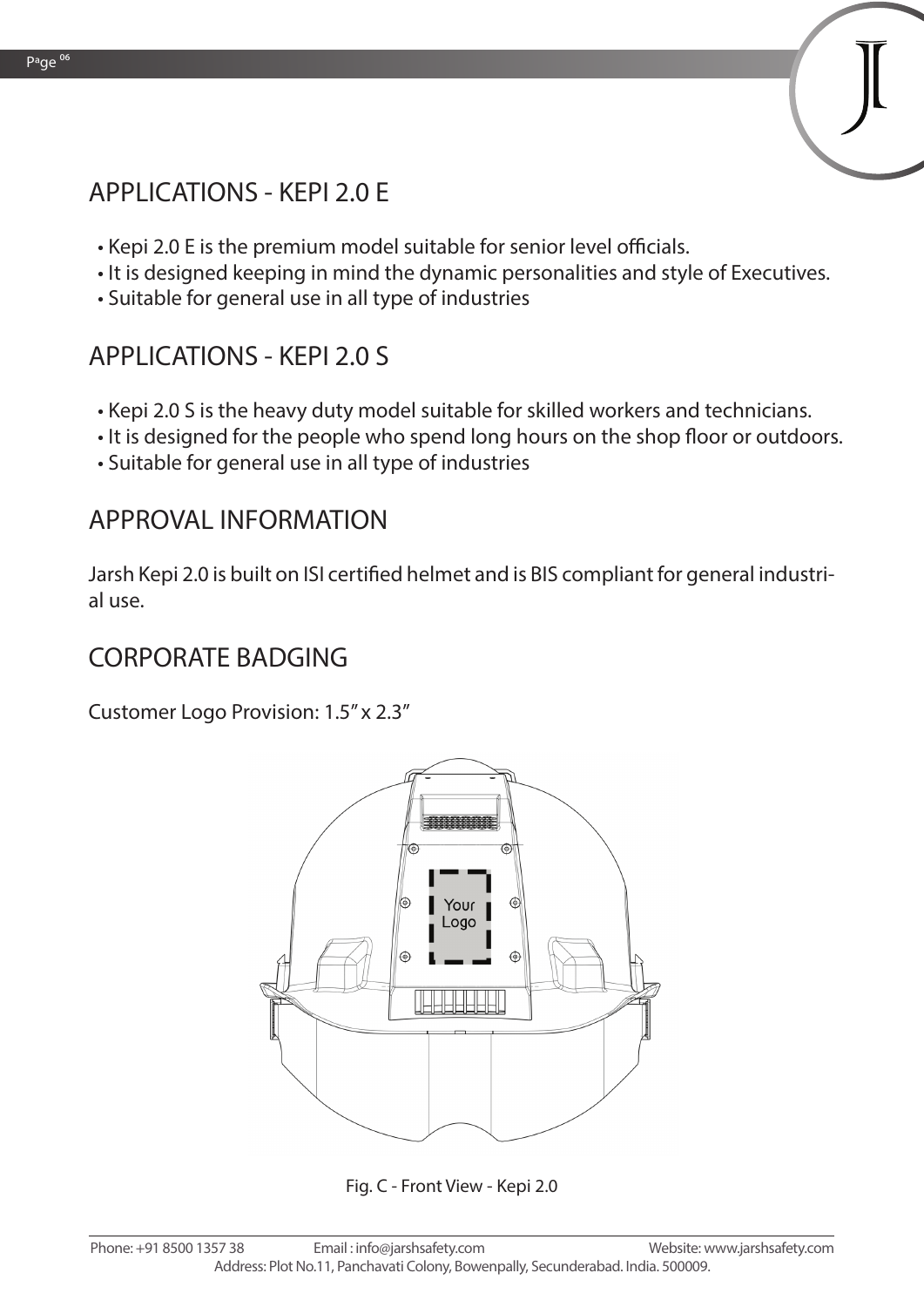## APPLICATIONS - KEPI 2.0 E

- Kepi 2.0 E is the premium model suitable for senior level officials.
- It is designed keeping in mind the dynamic personalities and style of Executives.
- Suitable for general use in all type of industries

## APPLICATIONS - KEPI 2.0 S

- Kepi 2.0 S is the heavy duty model suitable for skilled workers and technicians.
- It is designed for the people who spend long hours on the shop floor or outdoors.
- Suitable for general use in all type of industries

## APPROVAL INFORMATION

Jarsh Kepi 2.0 is built on ISI certified helmet and is BIS compliant for general industrial use.

## CORPORATE BADGING

Customer Logo Provision: 1.5" x 2.3"

Fig. C - Front View - Kepi 2.0

Phone: +91 8500 1357 38 Email : info@jarshsafety.com Website: www.jarshsafety.com
Address: Plot No.11, Panchavati Colony, Bowenpally, Secunderabad. India. 500009.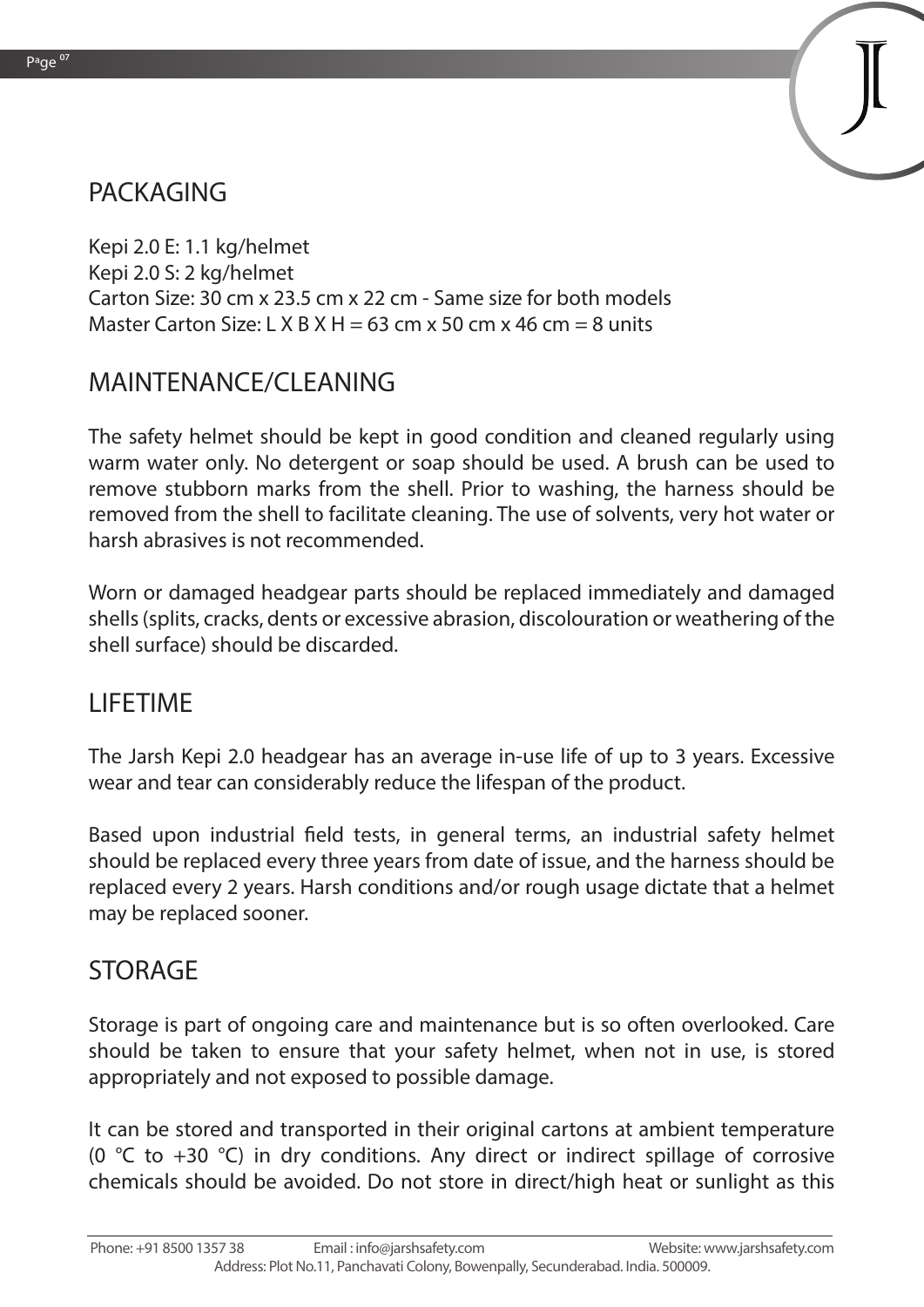## PACKAGING

Kepi 2.0 E: 1.1 kg/helmet
Kepi 2.0 S: 2 kg/helmet
Carton Size: 30 cm x 23.5 cm x 22 cm - Same size for both models
Master Carton Size: L X B X H = 63 cm x 50 cm x 46 cm = 8 units

## MAINTENANCE/CLEANING

The safety helmet should be kept in good condition and cleaned regularly using warm water only. No detergent or soap should be used. A brush can be used to remove stubborn marks from the shell. Prior to washing, the harness should be removed from the shell to facilitate cleaning. The use of solvents, very hot water or harsh abrasives is not recommended.

Worn or damaged headgear parts should be replaced immediately and damaged shells (splits, cracks, dents or excessive abrasion, discolouration or weathering of the shell surface) should be discarded.

## LIFETIME

The Jarsh Kepi 2.0 headgear has an average in-use life of up to 3 years. Excessive wear and tear can considerably reduce the lifespan of the product.

Based upon industrial field tests, in general terms, an industrial safety helmet should be replaced every three years from date of issue, and the harness should be replaced every 2 years. Harsh conditions and/or rough usage dictate that a helmet may be replaced sooner.

## STORAGE

Storage is part of ongoing care and maintenance but is so often overlooked. Care should be taken to ensure that your safety helmet, when not in use, is stored appropriately and not exposed to possible damage.

It can be stored and transported in their original cartons at ambient temperature (0 °C to +30 °C) in dry conditions. Any direct or indirect spillage of corrosive chemicals should be avoided. Do not store in direct/high heat or sunlight as this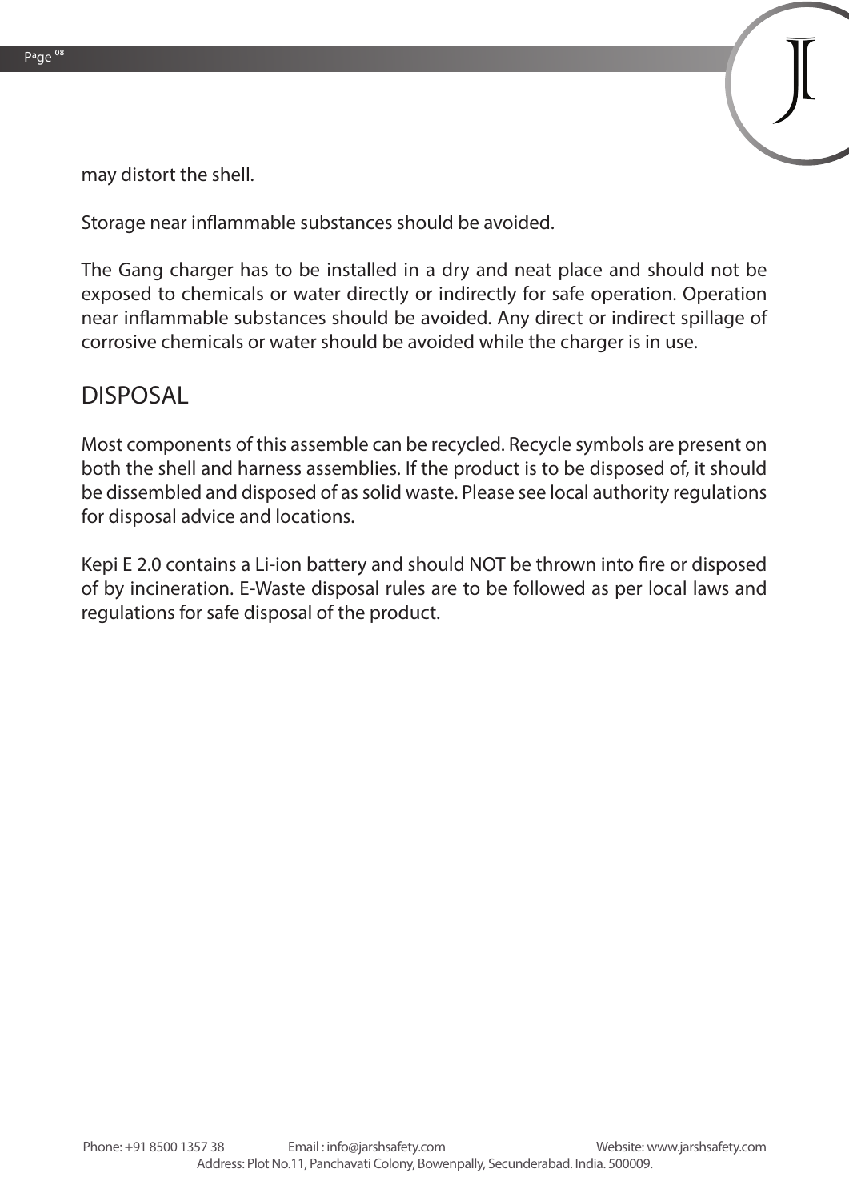may distort the shell.

Storage near inflammable substances should be avoided.

The Gang charger has to be installed in a dry and neat place and should not be exposed to chemicals or water directly or indirectly for safe operation. Operation near inflammable substances should be avoided. Any direct or indirect spillage of corrosive chemicals or water should be avoided while the charger is in use.

## DISPOSAL

Most components of this assemble can be recycled. Recycle symbols are present on both the shell and harness assemblies. If the product is to be disposed of, it should be dissembled and disposed of as solid waste. Please see local authority regulations for disposal advice and locations.

Kepi E 2.0 contains a Li-ion battery and should NOT be thrown into fire or disposed of by incineration. E-Waste disposal rules are to be followed as per local laws and regulations for safe disposal of the product.